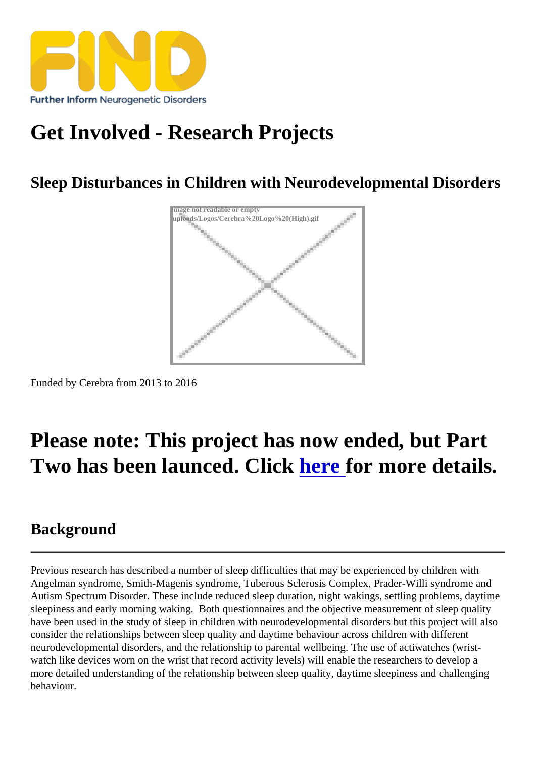# Get Involved - Research Projects

## Sleep Disturbances in Children with Neurodevelopmental Disorders

Funded by Cerebra from 2013 to 2016

# Please note: This project has now ended, but Part Two has been launced. Click here for more details.

## Background

Previous research has described a number of sleep difficulties that may be experienced by children with Angelman syndrome, Smith-Magenis syndrome, Tuberous Sclerosis Complex, Prader-Willi syndrome and Autism Spectrum Disorder. These include reduced sleep duration, night wakings, settling problems, daytime sleepiness and early morning waking. Both questionnaires and the objective measurement of sleep quality have been used in the study of sleep in children with neurodevelopmental disorders but this project will also consider the relationships between sleep quality and daytime behaviour across children with different neurodevelopmental disorders, and the relationship to parental wellbeing. The use of actiwatches (wrist-watch like devices worn on the wrist that record activity levels) will enable the researchers to develop a more detailed understanding of the relationship between sleep quality, daytime sleepiness and challenging behaviour.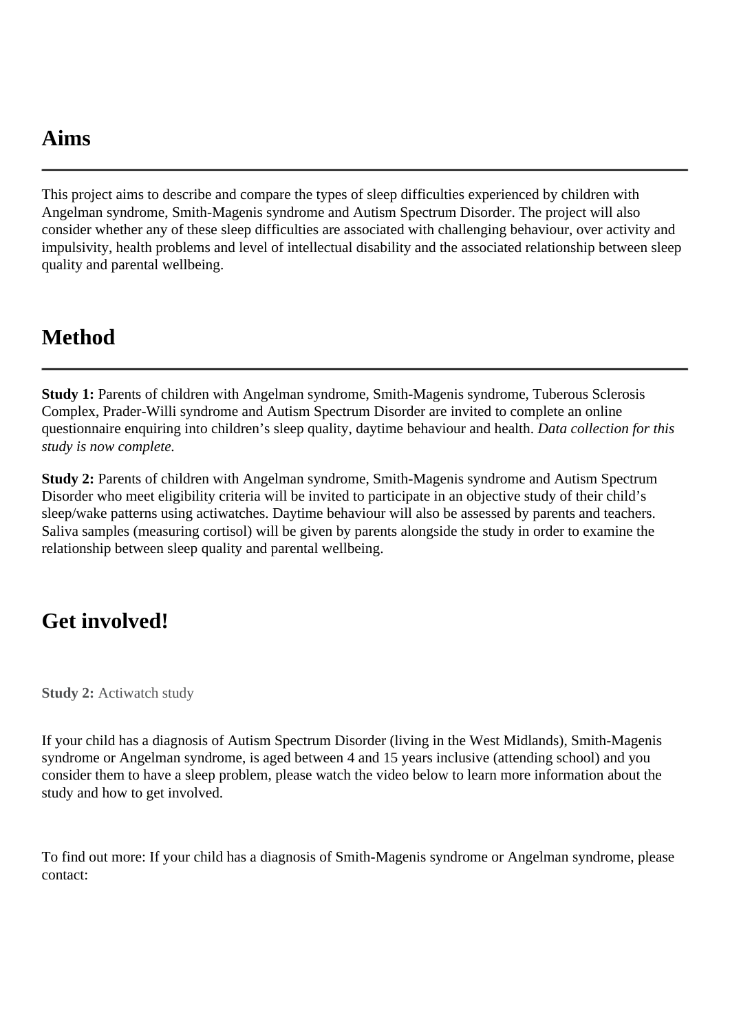## Aims

This project aims to describe and compare the types of sleep difficulties experienced by children with Angelman syndrome, Smith-Magenis syndrome and Autism Spectrum Disorder. The project will also consider whether any of these sleep difficulties are associated with challenging behaviour, over activity and impulsivity, health problems and level of intellectual disability and the associated relationship between sleep quality and parental wellbeing.

## Method

**Study 1:** Parents of children with Angelman syndrome, Smith-Magenis syndrome, Tuberous Sclerosis Complex, Prader-Willi syndrome and Autism Spectrum Disorder are invited to complete an online questionnaire enquiring into children's sleep quality, daytime behaviour and health. *Data collection for this study is now complete.*

**Study 2:** Parents of children with Angelman syndrome, Smith-Magenis syndrome and Autism Spectrum Disorder who meet eligibility criteria will be invited to participate in an objective study of their child's sleep/wake patterns using actiwatches. Daytime behaviour will also be assessed by parents and teachers. Saliva samples (measuring cortisol) will be given by parents alongside the study in order to examine the relationship between sleep quality and parental wellbeing.

## Get involved!

**Study 2:** Actiwatch study

If your child has a diagnosis of Autism Spectrum Disorder (living in the West Midlands), Smith-Magenis syndrome or Angelman syndrome, is aged between 4 and 15 years inclusive (attending school) and you consider them to have a sleep problem, please watch the video below to learn more information about the study and how to get involved.

To find out more: If your child has a diagnosis of Smith-Magenis syndrome or Angelman syndrome, please contact: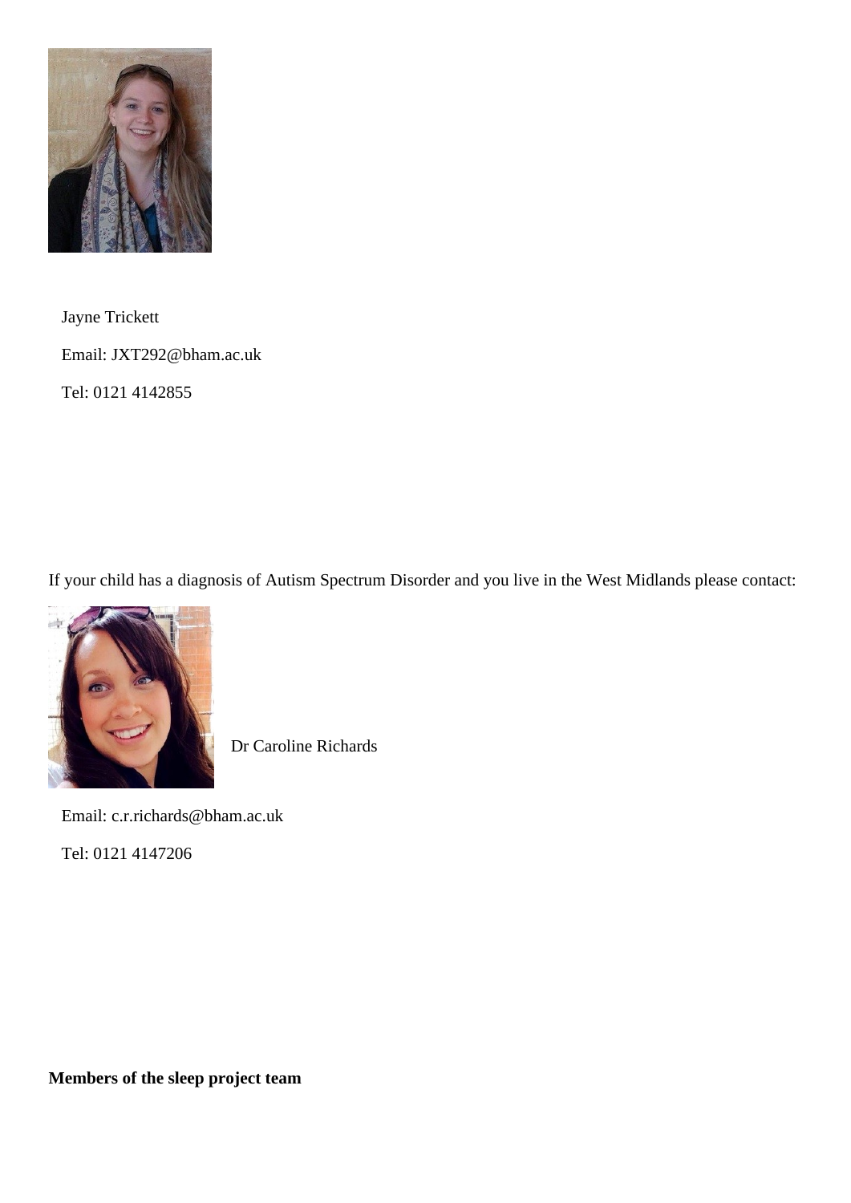Jayne Trickett

Email: JXT292@bham.ac.uk

Tel: 0121 4142855

If your child has a diagnosis of Autism Spectrum Disorder and you live in the West Midlands please contact:

Dr Caroline Richards

Email: c.r.richards@bham.ac.uk

Tel: 0121 4147206

**Members of the sleep project team**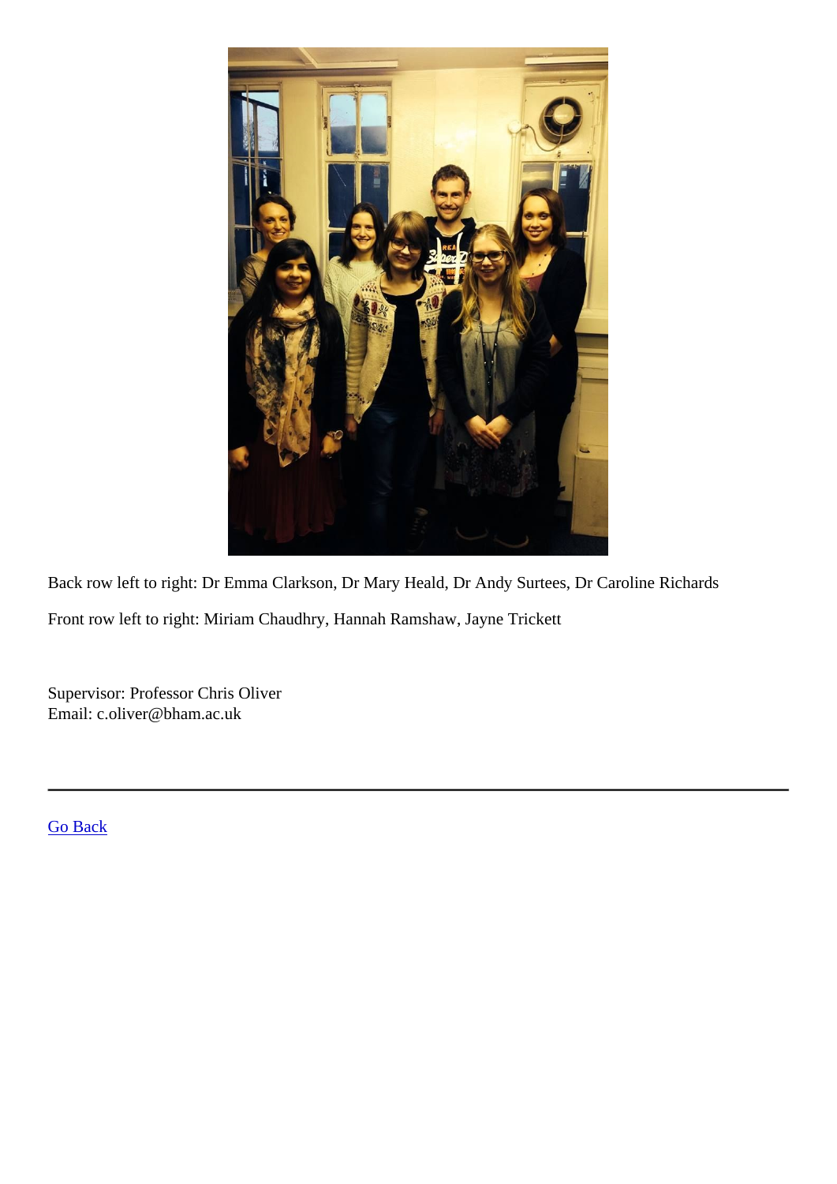Back row left to right: Dr Emma Clarkson, Dr Mary Heald, Dr Andy Surtees, Dr Caroline Richards

Front row left to right: Miriam Chaudhry, Hannah Ramshaw, Jayne Trickett

Supervisor: Professor Chris Oliver
Email: c.oliver@bham.ac.uk

---

Go Back